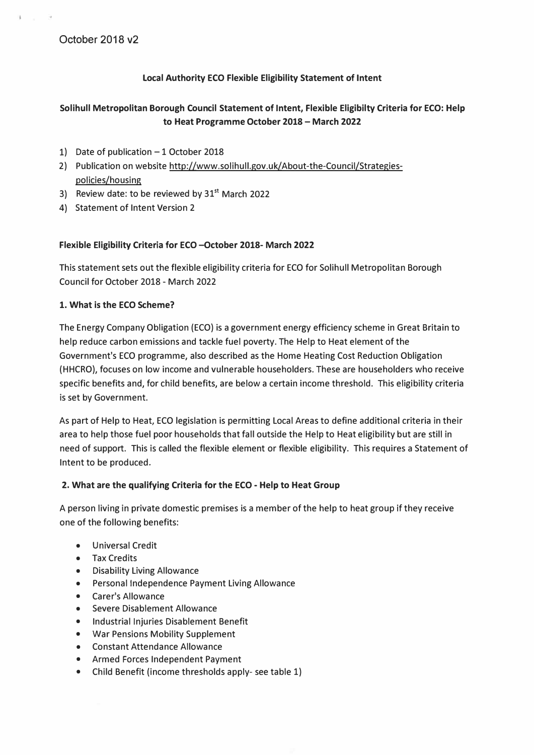October 2018 v2

**Local Authority ECO Flexible Eligibility Statement of Intent**

**Solihull Metropolitan Borough Council Statement of Intent, Flexible Eligibilty Criteria for ECO: Help to Heat Programme October 2018 – March 2022**

1) Date of publication – 1 October 2018
2) Publication on website http://www.solihull.gov.uk/About-the-Council/Strategies-policies/housing
3) Review date: to be reviewed by 31st March 2022
4) Statement of Intent Version 2

**Flexible Eligibility Criteria for ECO –October 2018- March 2022**

This statement sets out the flexible eligibility criteria for ECO for Solihull Metropolitan Borough Council for October 2018 - March 2022

**1. What is the ECO Scheme?**

The Energy Company Obligation (ECO) is a government energy efficiency scheme in Great Britain to help reduce carbon emissions and tackle fuel poverty. The Help to Heat element of the Government's ECO programme, also described as the Home Heating Cost Reduction Obligation (HHCRO), focuses on low income and vulnerable householders. These are householders who receive specific benefits and, for child benefits, are below a certain income threshold. This eligibility criteria is set by Government.

As part of Help to Heat, ECO legislation is permitting Local Areas to define additional criteria in their area to help those fuel poor households that fall outside the Help to Heat eligibility but are still in need of support. This is called the flexible element or flexible eligibility. This requires a Statement of Intent to be produced.

**2. What are the qualifying Criteria for the ECO - Help to Heat Group**

A person living in private domestic premises is a member of the help to heat group if they receive one of the following benefits:

- Universal Credit
- Tax Credits
- Disability Living Allowance
- Personal Independence Payment Living Allowance
- Carer's Allowance
- Severe Disablement Allowance
- Industrial Injuries Disablement Benefit
- War Pensions Mobility Supplement
- Constant Attendance Allowance
- Armed Forces Independent Payment
- Child Benefit (income thresholds apply- see table 1)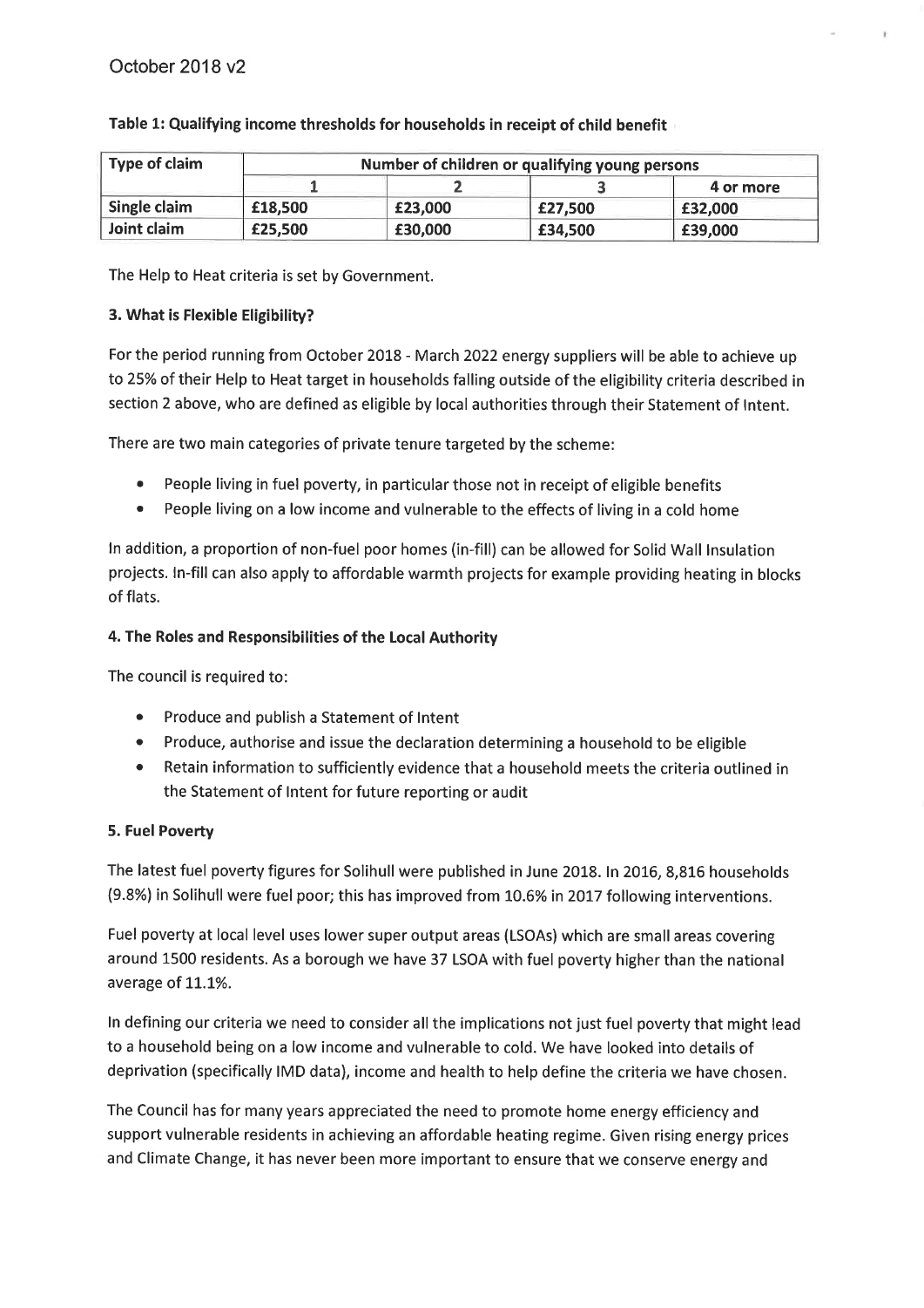**Table 1: Qualifying income thresholds for households in receipt of child benefit**

| Type of claim | Number of children or qualifying young persons | | | |
|---|---|---|---|---|
| | 1 | 2 | 3 | 4 or more |
| **Single claim** | £18,500 | £23,000 | £27,500 | £32,000 |
| **Joint claim** | £25,500 | £30,000 | £34,500 | £39,000 |

The Help to Heat criteria is set by Government.

### 3. What is Flexible Eligibility?

For the period running from October 2018 - March 2022 energy suppliers will be able to achieve up to 25% of their Help to Heat target in households falling outside of the eligibility criteria described in section 2 above, who are defined as eligible by local authorities through their Statement of Intent.

There are two main categories of private tenure targeted by the scheme:

- People living in fuel poverty, in particular those not in receipt of eligible benefits
- People living on a low income and vulnerable to the effects of living in a cold home

In addition, a proportion of non-fuel poor homes (in-fill) can be allowed for Solid Wall Insulation projects. In-fill can also apply to affordable warmth projects for example providing heating in blocks of flats.

### 4. The Roles and Responsibilities of the Local Authority

The council is required to:

- Produce and publish a Statement of Intent
- Produce, authorise and issue the declaration determining a household to be eligible
- Retain information to sufficiently evidence that a household meets the criteria outlined in the Statement of Intent for future reporting or audit

### 5. Fuel Poverty

The latest fuel poverty figures for Solihull were published in June 2018. In 2016, 8,816 households (9.8%) in Solihull were fuel poor; this has improved from 10.6% in 2017 following interventions.

Fuel poverty at local level uses lower super output areas (LSOAs) which are small areas covering around 1500 residents. As a borough we have 37 LSOA with fuel poverty higher than the national average of 11.1%.

In defining our criteria we need to consider all the implications not just fuel poverty that might lead to a household being on a low income and vulnerable to cold. We have looked into details of deprivation (specifically IMD data), income and health to help define the criteria we have chosen.

The Council has for many years appreciated the need to promote home energy efficiency and support vulnerable residents in achieving an affordable heating regime. Given rising energy prices and Climate Change, it has never been more important to ensure that we conserve energy and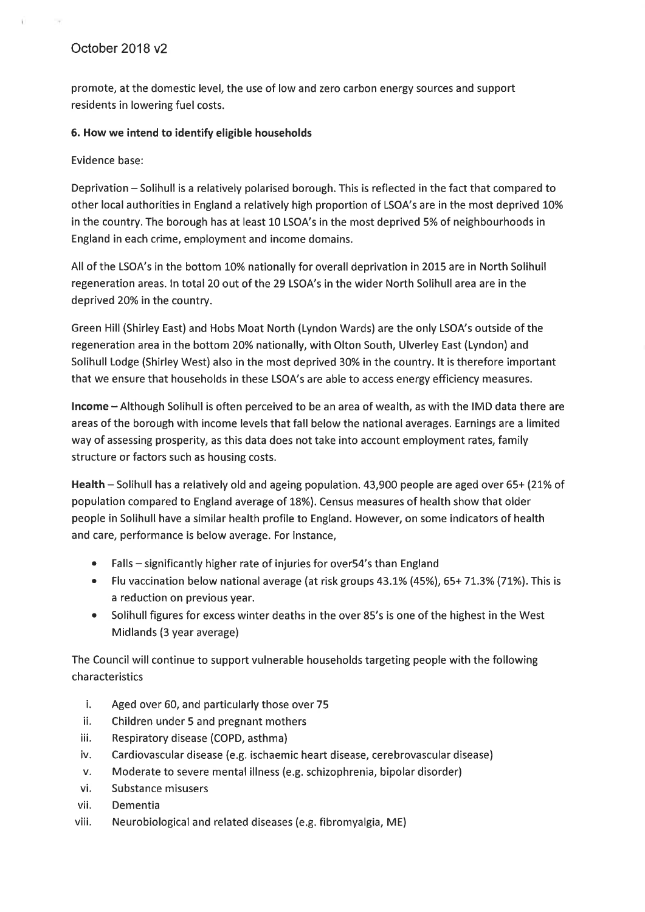promote, at the domestic level, the use of low and zero carbon energy sources and support residents in lowering fuel costs.

**6. How we intend to identify eligible households**

Evidence base:

Deprivation – Solihull is a relatively polarised borough. This is reflected in the fact that compared to other local authorities in England a relatively high proportion of LSOA's are in the most deprived 10% in the country. The borough has at least 10 LSOA's in the most deprived 5% of neighbourhoods in England in each crime, employment and income domains.

All of the LSOA's in the bottom 10% nationally for overall deprivation in 2015 are in North Solihull regeneration areas. In total 20 out of the 29 LSOA's in the wider North Solihull area are in the deprived 20% in the country.

Green Hill (Shirley East) and Hobs Moat North (Lyndon Wards) are the only LSOA's outside of the regeneration area in the bottom 20% nationally, with Olton South, Ulverley East (Lyndon) and Solihull Lodge (Shirley West) also in the most deprived 30% in the country. It is therefore important that we ensure that households in these LSOA's are able to access energy efficiency measures.

**Income** – Although Solihull is often perceived to be an area of wealth, as with the IMD data there are areas of the borough with income levels that fall below the national averages. Earnings are a limited way of assessing prosperity, as this data does not take into account employment rates, family structure or factors such as housing costs.

**Health** – Solihull has a relatively old and ageing population. 43,900 people are aged over 65+ (21% of population compared to England average of 18%). Census measures of health show that older people in Solihull have a similar health profile to England. However, on some indicators of health and care, performance is below average. For instance,

- Falls – significantly higher rate of injuries for over54's than England
- Flu vaccination below national average (at risk groups 43.1% (45%), 65+ 71.3% (71%). This is a reduction on previous year.
- Solihull figures for excess winter deaths in the over 85's is one of the highest in the West Midlands (3 year average)

The Council will continue to support vulnerable households targeting people with the following characteristics

i. Aged over 60, and particularly those over 75
ii. Children under 5 and pregnant mothers
iii. Respiratory disease (COPD, asthma)
iv. Cardiovascular disease (e.g. ischaemic heart disease, cerebrovascular disease)
v. Moderate to severe mental illness (e.g. schizophrenia, bipolar disorder)
vi. Substance misusers
vii. Dementia
viii. Neurobiological and related diseases (e.g. fibromyalgia, ME)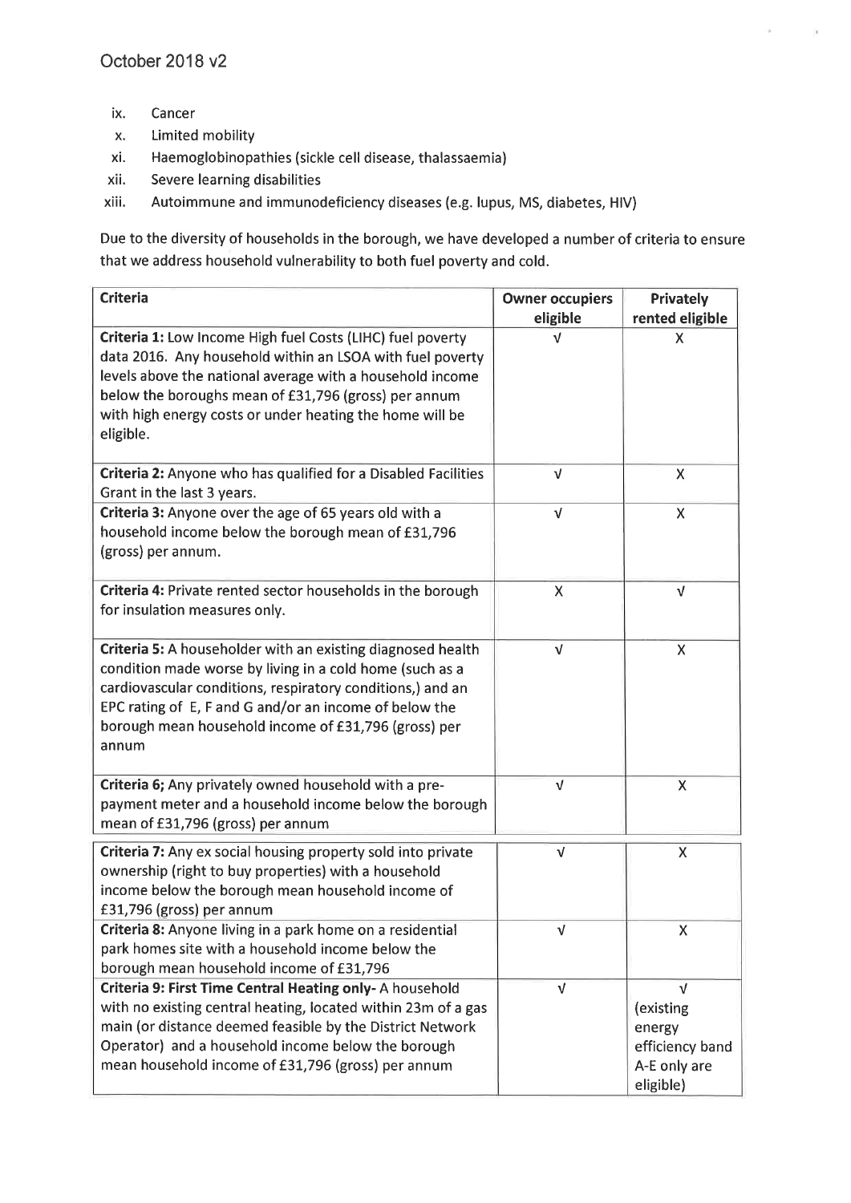ix. Cancer
x. Limited mobility
xi. Haemoglobinopathies (sickle cell disease, thalassaemia)
xii. Severe learning disabilities
xiii. Autoimmune and immunodeficiency diseases (e.g. lupus, MS, diabetes, HIV)

Due to the diversity of households in the borough, we have developed a number of criteria to ensure that we address household vulnerability to both fuel poverty and cold.

| Criteria | Owner occupiers eligible | Privately rented eligible |
|---|---|---|
| **Criteria 1:** Low Income High fuel Costs (LIHC) fuel poverty data 2016. Any household within an LSOA with fuel poverty levels above the national average with a household income below the boroughs mean of £31,796 (gross) per annum with high energy costs or under heating the home will be eligible. | √ | X |
| **Criteria 2:** Anyone who has qualified for a Disabled Facilities Grant in the last 3 years. | √ | X |
| **Criteria 3:** Anyone over the age of 65 years old with a household income below the borough mean of £31,796 (gross) per annum. | √ | X |
| **Criteria 4:** Private rented sector households in the borough for insulation measures only. | X | √ |
| **Criteria 5:** A householder with an existing diagnosed health condition made worse by living in a cold home (such as a cardiovascular conditions, respiratory conditions,) and an EPC rating of E, F and G and/or an income of below the borough mean household income of £31,796 (gross) per annum | √ | X |
| **Criteria 6;** Any privately owned household with a pre-payment meter and a household income below the borough mean of £31,796 (gross) per annum | √ | X |
| **Criteria 7:** Any ex social housing property sold into private ownership (right to buy properties) with a household income below the borough mean household income of £31,796 (gross) per annum | √ | X |
| **Criteria 8:** Anyone living in a park home on a residential park homes site with a household income below the borough mean household income of £31,796 | √ | X |
| **Criteria 9: First Time Central Heating only-** A household with no existing central heating, located within 23m of a gas main (or distance deemed feasible by the District Network Operator) and a household income below the borough mean household income of £31,796 (gross) per annum | √ | √ (existing energy efficiency band A-E only are eligible) |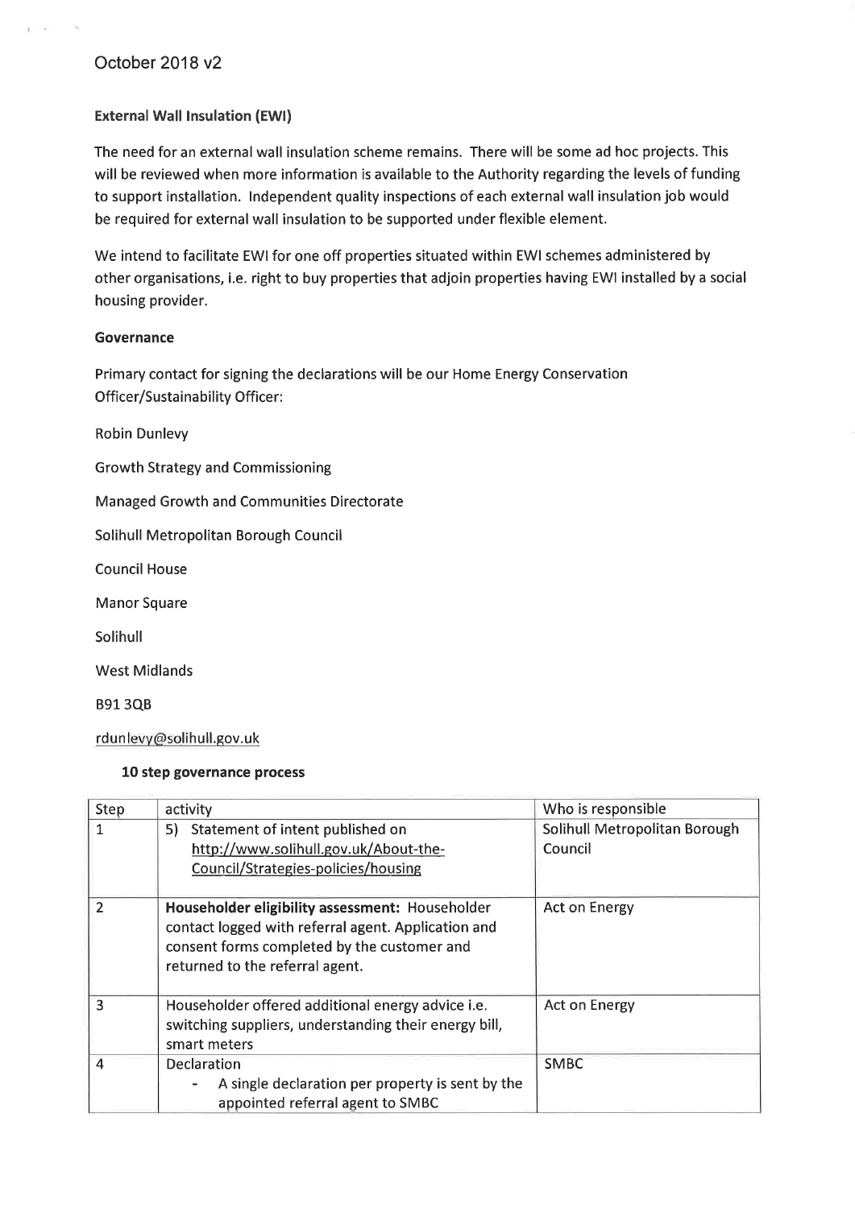October 2018 v2

**External Wall Insulation (EWI)**

The need for an external wall insulation scheme remains. There will be some ad hoc projects. This will be reviewed when more information is available to the Authority regarding the levels of funding to support installation. Independent quality inspections of each external wall insulation job would be required for external wall insulation to be supported under flexible element.

We intend to facilitate EWI for one off properties situated within EWI schemes administered by other organisations, i.e. right to buy properties that adjoin properties having EWI installed by a social housing provider.

**Governance**

Primary contact for signing the declarations will be our Home Energy Conservation Officer/Sustainability Officer:

Robin Dunlevy

Growth Strategy and Commissioning

Managed Growth and Communities Directorate

Solihull Metropolitan Borough Council

Council House

Manor Square

Solihull

West Midlands

B91 3QB

rdunlevy@solihull.gov.uk

**10 step governance process**

| Step | activity | Who is responsible |
|---|---|---|
| 1 | 5) Statement of intent published on http://www.solihull.gov.uk/About-the-Council/Strategies-policies/housing | Solihull Metropolitan Borough Council |
| 2 | **Householder eligibility assessment:** Householder contact logged with referral agent. Application and consent forms completed by the customer and returned to the referral agent. | Act on Energy |
| 3 | Householder offered additional energy advice i.e. switching suppliers, understanding their energy bill, smart meters | Act on Energy |
| 4 | Declaration<br>- A single declaration per property is sent by the appointed referral agent to SMBC | SMBC |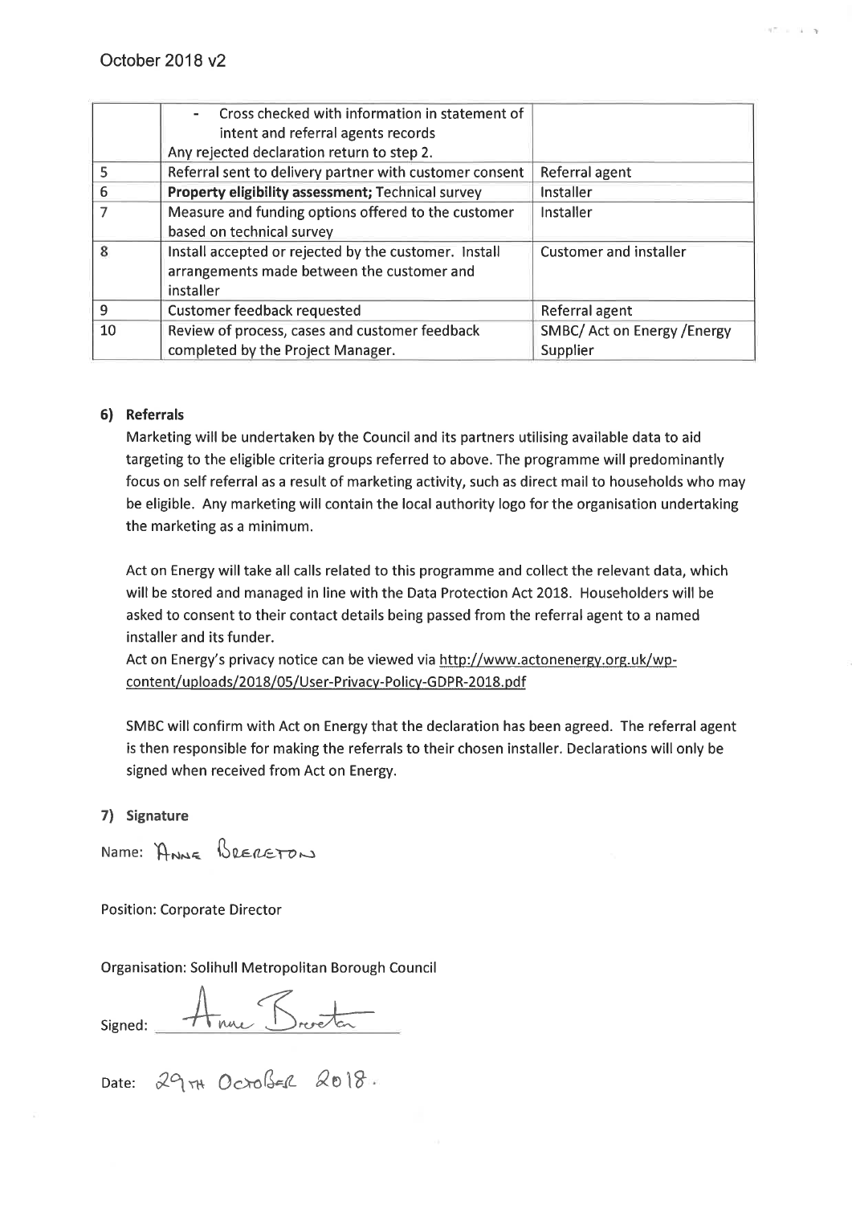| | | |
|---|---|---|
| | - Cross checked with information in statement of intent and referral agents records<br>Any rejected declaration return to step 2. | |
| 5 | Referral sent to delivery partner with customer consent | Referral agent |
| 6 | **Property eligibility assessment;** Technical survey | Installer |
| 7 | Measure and funding options offered to the customer based on technical survey | Installer |
| 8 | Install accepted or rejected by the customer. Install arrangements made between the customer and installer | Customer and installer |
| 9 | Customer feedback requested | Referral agent |
| 10 | Review of process, cases and customer feedback completed by the Project Manager. | SMBC/ Act on Energy /Energy Supplier |

**6) Referrals**

Marketing will be undertaken by the Council and its partners utilising available data to aid targeting to the eligible criteria groups referred to above. The programme will predominantly focus on self referral as a result of marketing activity, such as direct mail to households who may be eligible. Any marketing will contain the local authority logo for the organisation undertaking the marketing as a minimum.

Act on Energy will take all calls related to this programme and collect the relevant data, which will be stored and managed in line with the Data Protection Act 2018. Householders will be asked to consent to their contact details being passed from the referral agent to a named installer and its funder.

Act on Energy's privacy notice can be viewed via http://www.actonenergy.org.uk/wp-content/uploads/2018/05/User-Privacy-Policy-GDPR-2018.pdf

SMBC will confirm with Act on Energy that the declaration has been agreed. The referral agent is then responsible for making the referrals to their chosen installer. Declarations will only be signed when received from Act on Energy.

**7) Signature**

Name: ANNE BRERETON

Position: Corporate Director

Organisation: Solihull Metropolitan Borough Council

Signed: Anne Brereton

Date: 29TH OCTOBER 2018.